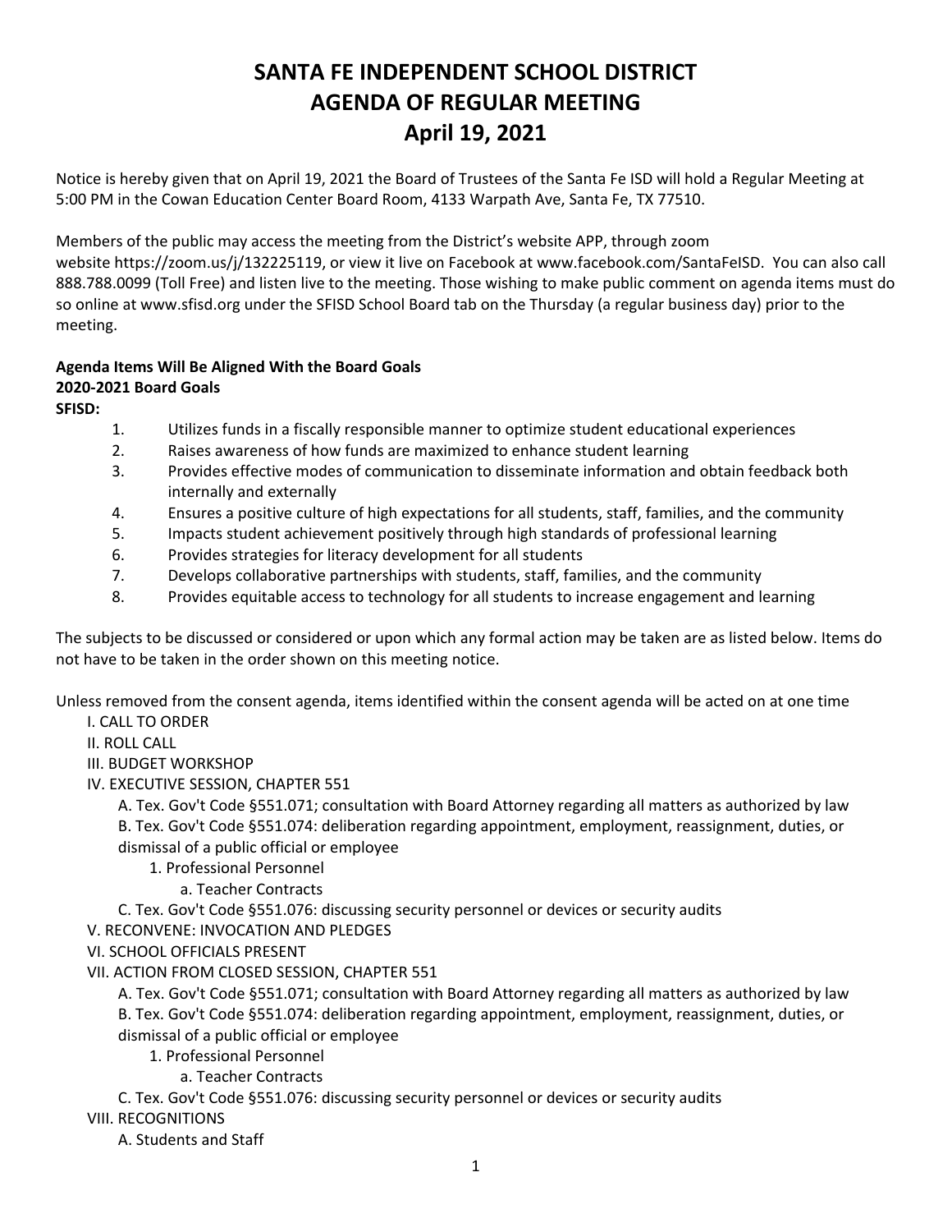# SANTA FE INDEPENDENT SCHOOL DISTRICT
# AGENDA OF REGULAR MEETING
# April 19, 2021

Notice is hereby given that on April 19, 2021 the Board of Trustees of the Santa Fe ISD will hold a Regular Meeting at 5:00 PM in the Cowan Education Center Board Room, 4133 Warpath Ave, Santa Fe, TX 77510.

Members of the public may access the meeting from the District's website APP, through zoom website https://zoom.us/j/132225119, or view it live on Facebook at www.facebook.com/SantaFeISD. You can also call 888.788.0099 (Toll Free) and listen live to the meeting. Those wishing to make public comment on agenda items must do so online at www.sfisd.org under the SFISD School Board tab on the Thursday (a regular business day) prior to the meeting.

**Agenda Items Will Be Aligned With the Board Goals**
**2020-2021 Board Goals**
**SFISD:**

1. Utilizes funds in a fiscally responsible manner to optimize student educational experiences
2. Raises awareness of how funds are maximized to enhance student learning
3. Provides effective modes of communication to disseminate information and obtain feedback both internally and externally
4. Ensures a positive culture of high expectations for all students, staff, families, and the community
5. Impacts student achievement positively through high standards of professional learning
6. Provides strategies for literacy development for all students
7. Develops collaborative partnerships with students, staff, families, and the community
8. Provides equitable access to technology for all students to increase engagement and learning

The subjects to be discussed or considered or upon which any formal action may be taken are as listed below. Items do not have to be taken in the order shown on this meeting notice.

Unless removed from the consent agenda, items identified within the consent agenda will be acted on at one time

- I. CALL TO ORDER
- II. ROLL CALL
- III. BUDGET WORKSHOP
- IV. EXECUTIVE SESSION, CHAPTER 551
  - A. Tex. Gov't Code §551.071; consultation with Board Attorney regarding all matters as authorized by law
  - B. Tex. Gov't Code §551.074: deliberation regarding appointment, employment, reassignment, duties, or dismissal of a public official or employee
    - 1. Professional Personnel
      - a. Teacher Contracts
  - C. Tex. Gov't Code §551.076: discussing security personnel or devices or security audits
- V. RECONVENE: INVOCATION AND PLEDGES
- VI. SCHOOL OFFICIALS PRESENT
- VII. ACTION FROM CLOSED SESSION, CHAPTER 551
  - A. Tex. Gov't Code §551.071; consultation with Board Attorney regarding all matters as authorized by law
  - B. Tex. Gov't Code §551.074: deliberation regarding appointment, employment, reassignment, duties, or dismissal of a public official or employee
    - 1. Professional Personnel
      - a. Teacher Contracts
  - C. Tex. Gov't Code §551.076: discussing security personnel or devices or security audits
- VIII. RECOGNITIONS
  - A. Students and Staff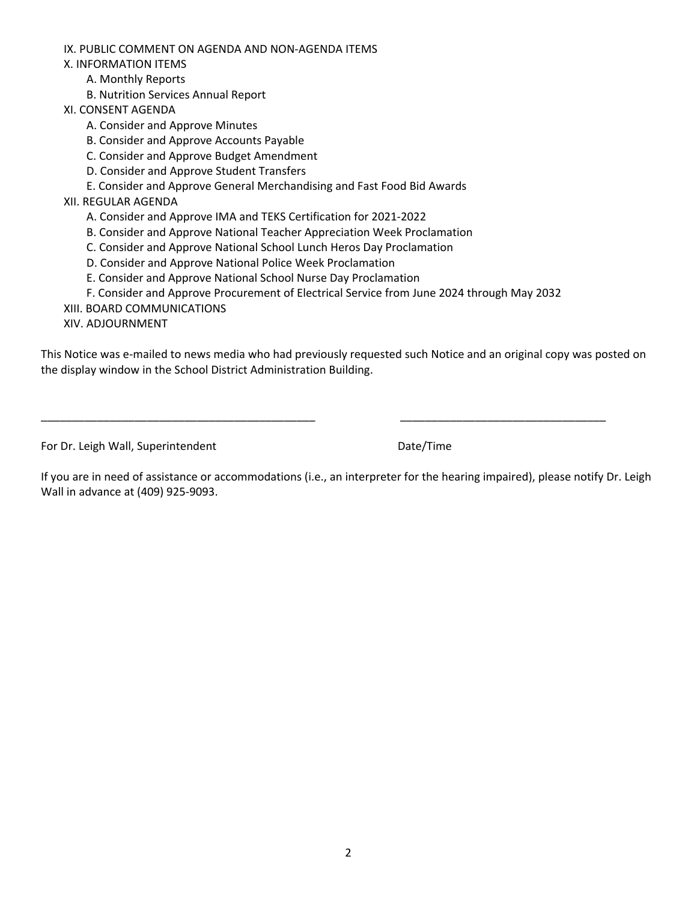IX. PUBLIC COMMENT ON AGENDA AND NON-AGENDA ITEMS

X. INFORMATION ITEMS

- A. Monthly Reports
- B. Nutrition Services Annual Report

XI. CONSENT AGENDA

- A. Consider and Approve Minutes
- B. Consider and Approve Accounts Payable
- C. Consider and Approve Budget Amendment
- D. Consider and Approve Student Transfers
- E. Consider and Approve General Merchandising and Fast Food Bid Awards

XII. REGULAR AGENDA

- A. Consider and Approve IMA and TEKS Certification for 2021-2022
- B. Consider and Approve National Teacher Appreciation Week Proclamation
- C. Consider and Approve National School Lunch Heros Day Proclamation
- D. Consider and Approve National Police Week Proclamation
- E. Consider and Approve National School Nurse Day Proclamation
- F. Consider and Approve Procurement of Electrical Service from June 2024 through May 2032

XIII. BOARD COMMUNICATIONS

XIV. ADJOURNMENT

This Notice was e-mailed to news media who had previously requested such Notice and an original copy was posted on the display window in the School District Administration Building.

_____________________________________________ _________________________________

For Dr. Leigh Wall, Superintendent Date/Time

If you are in need of assistance or accommodations (i.e., an interpreter for the hearing impaired), please notify Dr. Leigh Wall in advance at (409) 925-9093.